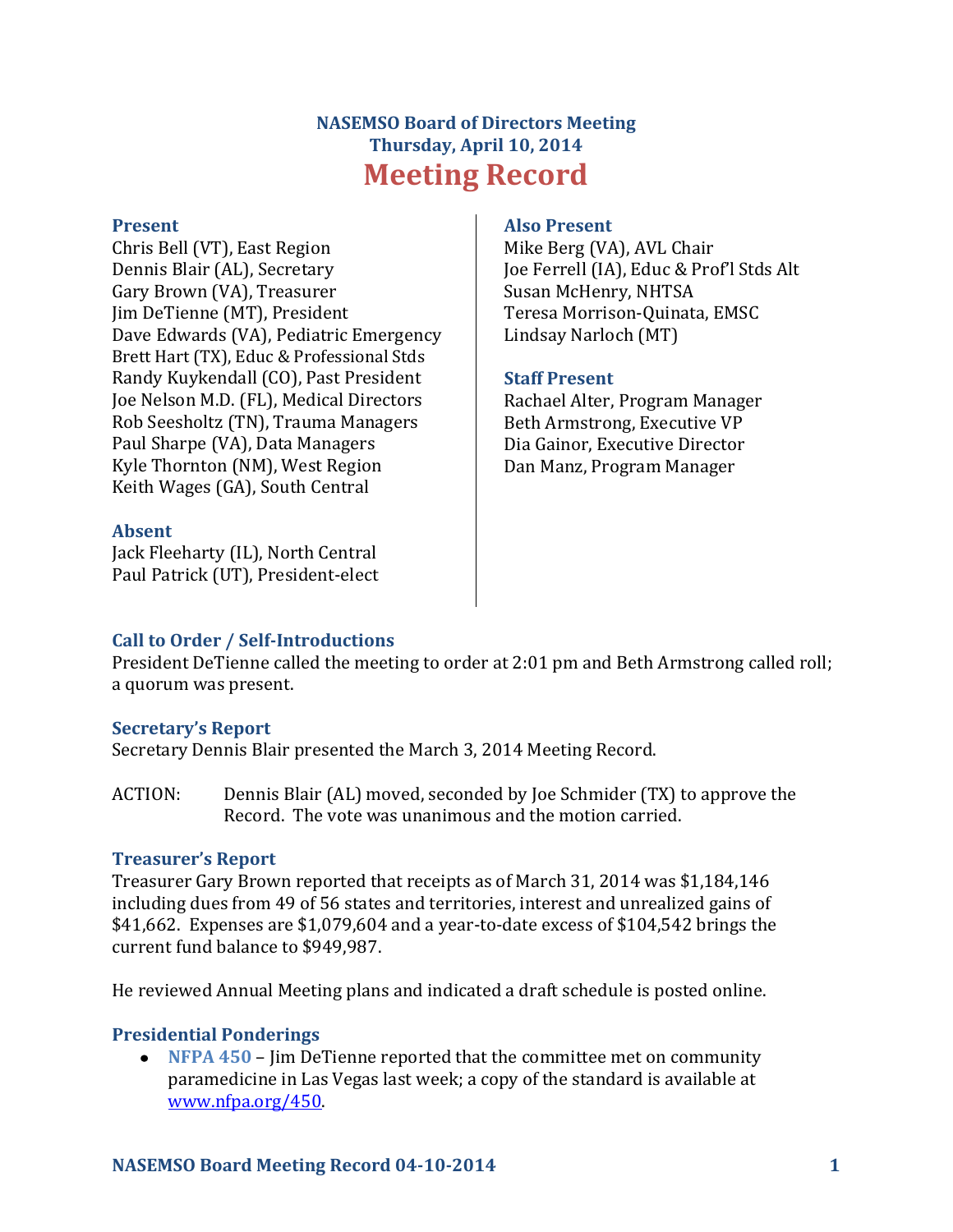# NASEMSO Board of Directors Meeting
## Thursday, April 10, 2014
# Meeting Record

### Present
Chris Bell (VT), East Region
Dennis Blair (AL), Secretary
Gary Brown (VA), Treasurer
Jim DeTienne (MT), President
Dave Edwards (VA), Pediatric Emergency
Brett Hart (TX), Educ & Professional Stds
Randy Kuykendall (CO), Past President
Joe Nelson M.D. (FL), Medical Directors
Rob Seesholtz (TN), Trauma Managers
Paul Sharpe (VA), Data Managers
Kyle Thornton (NM), West Region
Keith Wages (GA), South Central

### Absent
Jack Fleeharty (IL), North Central
Paul Patrick (UT), President-elect

### Also Present
Mike Berg (VA), AVL Chair
Joe Ferrell (IA), Educ & Prof'l Stds Alt
Susan McHenry, NHTSA
Teresa Morrison-Quinata, EMSC
Lindsay Narloch (MT)

### Staff Present
Rachael Alter, Program Manager
Beth Armstrong, Executive VP
Dia Gainor, Executive Director
Dan Manz, Program Manager

### Call to Order / Self-Introductions
President DeTienne called the meeting to order at 2:01 pm and Beth Armstrong called roll; a quorum was present.

### Secretary's Report
Secretary Dennis Blair presented the March 3, 2014 Meeting Record.

ACTION: Dennis Blair (AL) moved, seconded by Joe Schmider (TX) to approve the Record. The vote was unanimous and the motion carried.

### Treasurer's Report
Treasurer Gary Brown reported that receipts as of March 31, 2014 was $1,184,146 including dues from 49 of 56 states and territories, interest and unrealized gains of $41,662. Expenses are $1,079,604 and a year-to-date excess of $104,542 brings the current fund balance to $949,987.

He reviewed Annual Meeting plans and indicated a draft schedule is posted online.

### Presidential Ponderings
- **NFPA 450** – Jim DeTienne reported that the committee met on community paramedicine in Las Vegas last week; a copy of the standard is available at [www.nfpa.org/450](www.nfpa.org/450).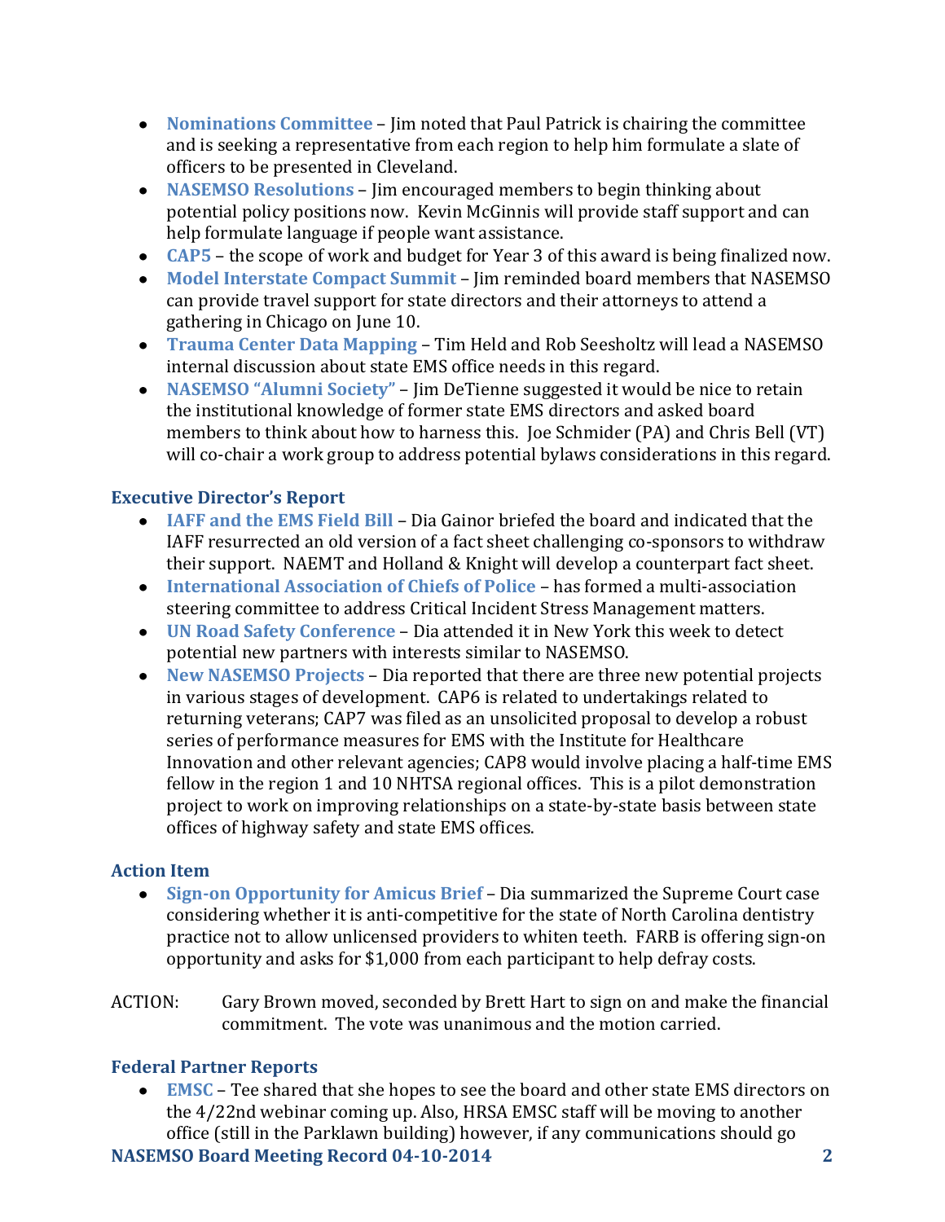- **Nominations Committee** – Jim noted that Paul Patrick is chairing the committee and is seeking a representative from each region to help him formulate a slate of officers to be presented in Cleveland.
- **NASEMSO Resolutions** – Jim encouraged members to begin thinking about potential policy positions now. Kevin McGinnis will provide staff support and can help formulate language if people want assistance.
- **CAP5** – the scope of work and budget for Year 3 of this award is being finalized now.
- **Model Interstate Compact Summit** – Jim reminded board members that NASEMSO can provide travel support for state directors and their attorneys to attend a gathering in Chicago on June 10.
- **Trauma Center Data Mapping** – Tim Held and Rob Seesholtz will lead a NASEMSO internal discussion about state EMS office needs in this regard.
- **NASEMSO "Alumni Society"** – Jim DeTienne suggested it would be nice to retain the institutional knowledge of former state EMS directors and asked board members to think about how to harness this. Joe Schmider (PA) and Chris Bell (VT) will co-chair a work group to address potential bylaws considerations in this regard.

### Executive Director's Report

- **IAFF and the EMS Field Bill** – Dia Gainor briefed the board and indicated that the IAFF resurrected an old version of a fact sheet challenging co-sponsors to withdraw their support. NAEMT and Holland & Knight will develop a counterpart fact sheet.
- **International Association of Chiefs of Police** – has formed a multi-association steering committee to address Critical Incident Stress Management matters.
- **UN Road Safety Conference** – Dia attended it in New York this week to detect potential new partners with interests similar to NASEMSO.
- **New NASEMSO Projects** – Dia reported that there are three new potential projects in various stages of development. CAP6 is related to undertakings related to returning veterans; CAP7 was filed as an unsolicited proposal to develop a robust series of performance measures for EMS with the Institute for Healthcare Innovation and other relevant agencies; CAP8 would involve placing a half-time EMS fellow in the region 1 and 10 NHTSA regional offices. This is a pilot demonstration project to work on improving relationships on a state-by-state basis between state offices of highway safety and state EMS offices.

### Action Item

- **Sign-on Opportunity for Amicus Brief** – Dia summarized the Supreme Court case considering whether it is anti-competitive for the state of North Carolina dentistry practice not to allow unlicensed providers to whiten teeth. FARB is offering sign-on opportunity and asks for $1,000 from each participant to help defray costs.

ACTION: Gary Brown moved, seconded by Brett Hart to sign on and make the financial commitment. The vote was unanimous and the motion carried.

### Federal Partner Reports

- **EMSC** – Tee shared that she hopes to see the board and other state EMS directors on the 4/22nd webinar coming up. Also, HRSA EMSC staff will be moving to another office (still in the Parklawn building) however, if any communications should go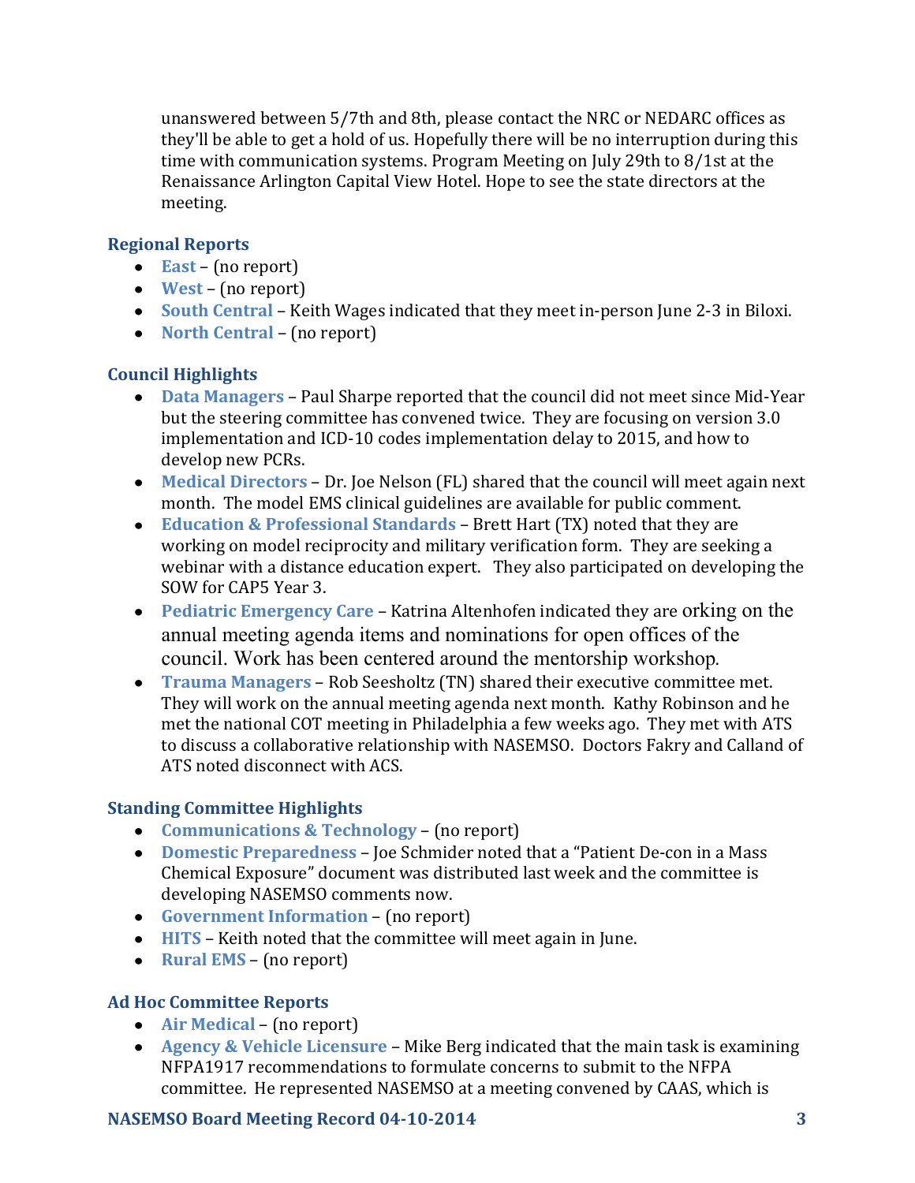unanswered between 5/7th and 8th, please contact the NRC or NEDARC offices as they'll be able to get a hold of us. Hopefully there will be no interruption during this time with communication systems. Program Meeting on July 29th to 8/1st at the Renaissance Arlington Capital View Hotel. Hope to see the state directors at the meeting.

### Regional Reports

- **East** – (no report)
- **West** – (no report)
- **South Central** – Keith Wages indicated that they meet in-person June 2-3 in Biloxi.
- **North Central** – (no report)

### Council Highlights

- **Data Managers** – Paul Sharpe reported that the council did not meet since Mid-Year but the steering committee has convened twice. They are focusing on version 3.0 implementation and ICD-10 codes implementation delay to 2015, and how to develop new PCRs.
- **Medical Directors** – Dr. Joe Nelson (FL) shared that the council will meet again next month. The model EMS clinical guidelines are available for public comment.
- **Education & Professional Standards** – Brett Hart (TX) noted that they are working on model reciprocity and military verification form. They are seeking a webinar with a distance education expert. They also participated on developing the SOW for CAP5 Year 3.
- **Pediatric Emergency Care** – Katrina Altenhofen indicated they are orking on the annual meeting agenda items and nominations for open offices of the council. Work has been centered around the mentorship workshop.
- **Trauma Managers** – Rob Seesholtz (TN) shared their executive committee met. They will work on the annual meeting agenda next month. Kathy Robinson and he met the national COT meeting in Philadelphia a few weeks ago. They met with ATS to discuss a collaborative relationship with NASEMSO. Doctors Fakry and Calland of ATS noted disconnect with ACS.

### Standing Committee Highlights

- **Communications & Technology** – (no report)
- **Domestic Preparedness** – Joe Schmider noted that a "Patient De-con in a Mass Chemical Exposure" document was distributed last week and the committee is developing NASEMSO comments now.
- **Government Information** – (no report)
- **HITS** – Keith noted that the committee will meet again in June.
- **Rural EMS** – (no report)

### Ad Hoc Committee Reports

- **Air Medical** – (no report)
- **Agency & Vehicle Licensure** – Mike Berg indicated that the main task is examining NFPA1917 recommendations to formulate concerns to submit to the NFPA committee. He represented NASEMSO at a meeting convened by CAAS, which is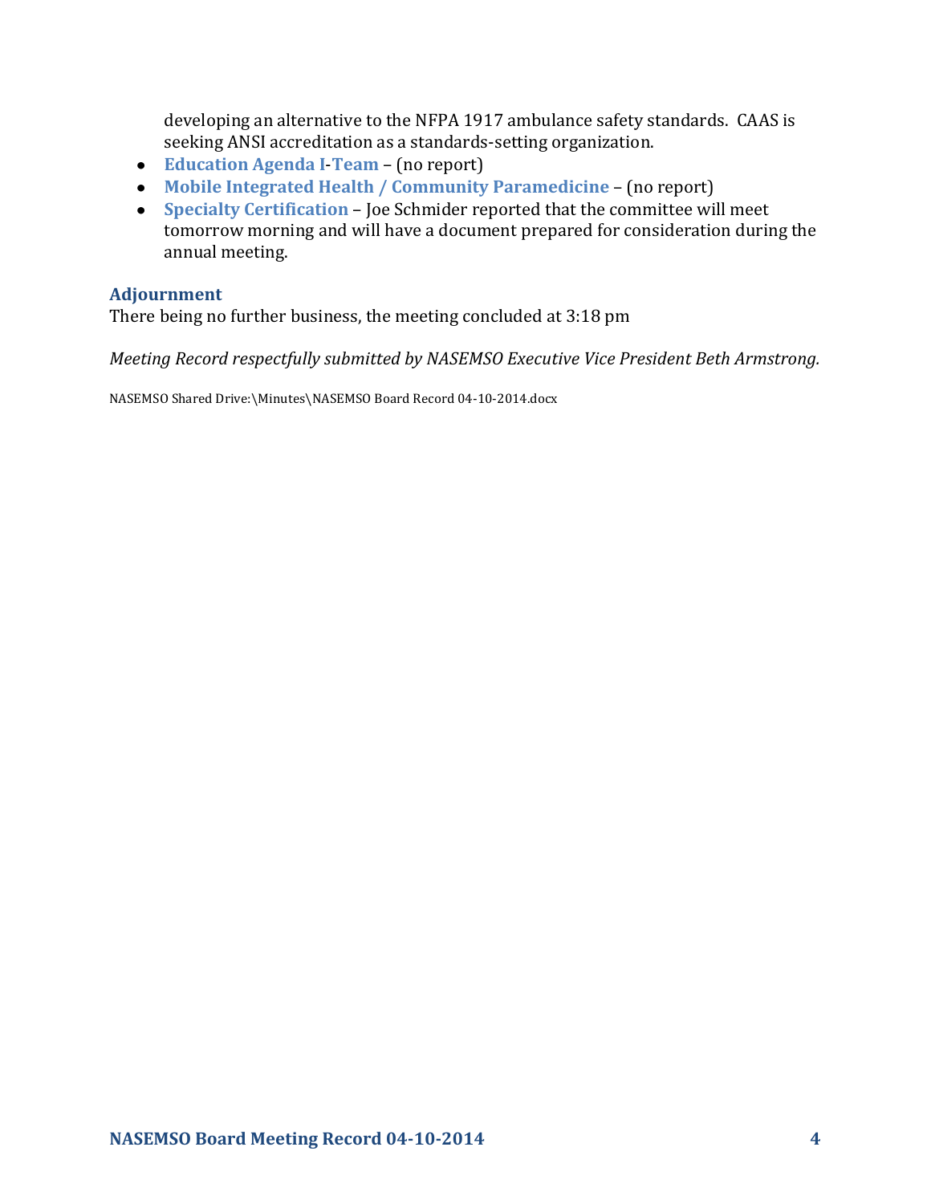developing an alternative to the NFPA 1917 ambulance safety standards. CAAS is seeking ANSI accreditation as a standards-setting organization.

- **Education Agenda I-Team** – (no report)
- **Mobile Integrated Health / Community Paramedicine** – (no report)
- **Specialty Certification** – Joe Schmider reported that the committee will meet tomorrow morning and will have a document prepared for consideration during the annual meeting.

### Adjournment

There being no further business, the meeting concluded at 3:18 pm

*Meeting Record respectfully submitted by NASEMSO Executive Vice President Beth Armstrong.*

NASEMSO Shared Drive:\Minutes\NASEMSO Board Record 04-10-2014.docx